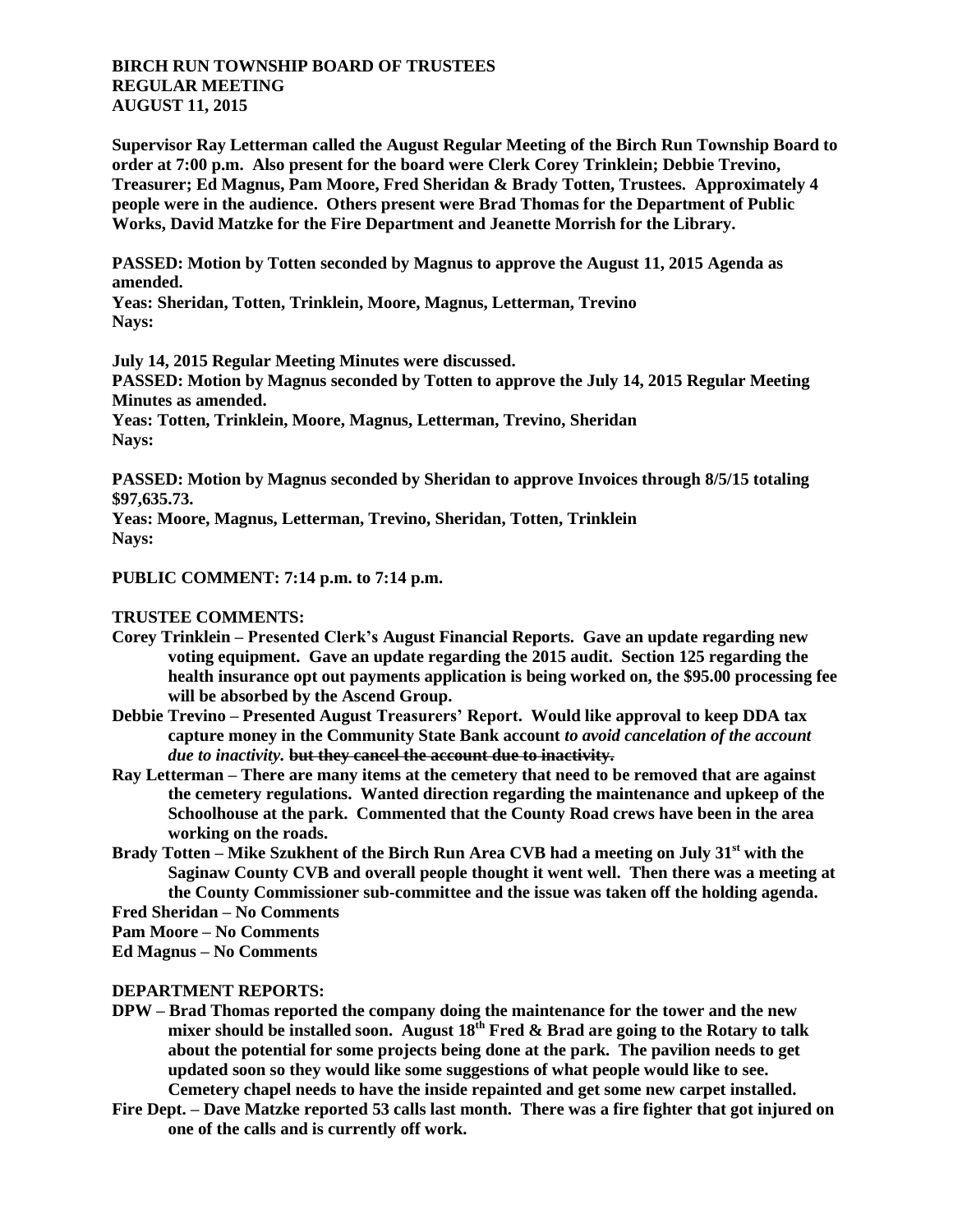**BIRCH RUN TOWNSHIP BOARD OF TRUSTEES**
**REGULAR MEETING**
**AUGUST 11, 2015**

**Supervisor Ray Letterman called the August Regular Meeting of the Birch Run Township Board to order at 7:00 p.m. Also present for the board were Clerk Corey Trinklein; Debbie Trevino, Treasurer; Ed Magnus, Pam Moore, Fred Sheridan & Brady Totten, Trustees. Approximately 4 people were in the audience. Others present were Brad Thomas for the Department of Public Works, David Matzke for the Fire Department and Jeanette Morrish for the Library.**

**PASSED: Motion by Totten seconded by Magnus to approve the August 11, 2015 Agenda as amended.**
**Yeas: Sheridan, Totten, Trinklein, Moore, Magnus, Letterman, Trevino**
**Nays:**

**July 14, 2015 Regular Meeting Minutes were discussed.**
**PASSED: Motion by Magnus seconded by Totten to approve the July 14, 2015 Regular Meeting Minutes as amended.**
**Yeas: Totten, Trinklein, Moore, Magnus, Letterman, Trevino, Sheridan**
**Nays:**

**PASSED: Motion by Magnus seconded by Sheridan to approve Invoices through 8/5/15 totaling $97,635.73.**
**Yeas: Moore, Magnus, Letterman, Trevino, Sheridan, Totten, Trinklein**
**Nays:**

**PUBLIC COMMENT: 7:14 p.m. to 7:14 p.m.**

**TRUSTEE COMMENTS:**

**Corey Trinklein – Presented Clerk's August Financial Reports. Gave an update regarding new voting equipment. Gave an update regarding the 2015 audit. Section 125 regarding the health insurance opt out payments application is being worked on, the $95.00 processing fee will be absorbed by the Ascend Group.**

**Debbie Trevino – Presented August Treasurers' Report. Would like approval to keep DDA tax capture money in the Community State Bank account** ***to avoid cancelation of the account due to inactivity.*** **~~but they cancel the account due to inactivity.~~**

**Ray Letterman – There are many items at the cemetery that need to be removed that are against the cemetery regulations. Wanted direction regarding the maintenance and upkeep of the Schoolhouse at the park. Commented that the County Road crews have been in the area working on the roads.**

**Brady Totten – Mike Szukhent of the Birch Run Area CVB had a meeting on July 31st with the Saginaw County CVB and overall people thought it went well. Then there was a meeting at the County Commissioner sub-committee and the issue was taken off the holding agenda.**

**Fred Sheridan – No Comments**

**Pam Moore – No Comments**

**Ed Magnus – No Comments**

**DEPARTMENT REPORTS:**

**DPW – Brad Thomas reported the company doing the maintenance for the tower and the new mixer should be installed soon. August 18th Fred & Brad are going to the Rotary to talk about the potential for some projects being done at the park. The pavilion needs to get updated soon so they would like some suggestions of what people would like to see. Cemetery chapel needs to have the inside repainted and get some new carpet installed.**

**Fire Dept. – Dave Matzke reported 53 calls last month. There was a fire fighter that got injured on one of the calls and is currently off work.**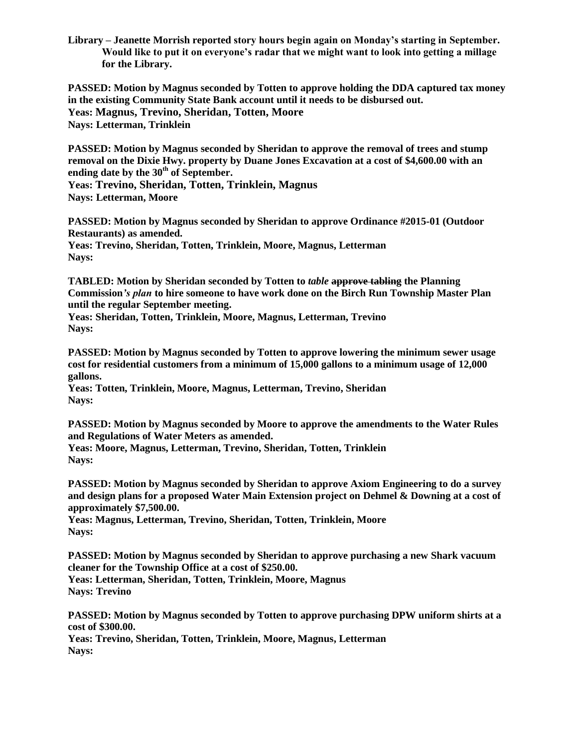**Library – Jeanette Morrish reported story hours begin again on Monday's starting in September. Would like to put it on everyone's radar that we might want to look into getting a millage for the Library.**

**PASSED: Motion by Magnus seconded by Totten to approve holding the DDA captured tax money in the existing Community State Bank account until it needs to be disbursed out.**
**Yeas: Magnus, Trevino, Sheridan, Totten, Moore**
**Nays: Letterman, Trinklein**

**PASSED: Motion by Magnus seconded by Sheridan to approve the removal of trees and stump removal on the Dixie Hwy. property by Duane Jones Excavation at a cost of $4,600.00 with an ending date by the 30th of September.**
**Yeas: Trevino, Sheridan, Totten, Trinklein, Magnus**
**Nays: Letterman, Moore**

**PASSED: Motion by Magnus seconded by Sheridan to approve Ordinance #2015-01 (Outdoor Restaurants) as amended.**
**Yeas: Trevino, Sheridan, Totten, Trinklein, Moore, Magnus, Letterman**
**Nays:**

**TABLED: Motion by Sheridan seconded by Totten to *table* ~~approve tabling~~ the Planning Commission*'s plan* to hire someone to have work done on the Birch Run Township Master Plan until the regular September meeting.**
**Yeas: Sheridan, Totten, Trinklein, Moore, Magnus, Letterman, Trevino**
**Nays:**

**PASSED: Motion by Magnus seconded by Totten to approve lowering the minimum sewer usage cost for residential customers from a minimum of 15,000 gallons to a minimum usage of 12,000 gallons.**
**Yeas: Totten, Trinklein, Moore, Magnus, Letterman, Trevino, Sheridan**
**Nays:**

**PASSED: Motion by Magnus seconded by Moore to approve the amendments to the Water Rules and Regulations of Water Meters as amended.**
**Yeas: Moore, Magnus, Letterman, Trevino, Sheridan, Totten, Trinklein**
**Nays:**

**PASSED: Motion by Magnus seconded by Sheridan to approve Axiom Engineering to do a survey and design plans for a proposed Water Main Extension project on Dehmel & Downing at a cost of approximately $7,500.00.**
**Yeas: Magnus, Letterman, Trevino, Sheridan, Totten, Trinklein, Moore**
**Nays:**

**PASSED: Motion by Magnus seconded by Sheridan to approve purchasing a new Shark vacuum cleaner for the Township Office at a cost of $250.00.**
**Yeas: Letterman, Sheridan, Totten, Trinklein, Moore, Magnus**
**Nays: Trevino**

**PASSED: Motion by Magnus seconded by Totten to approve purchasing DPW uniform shirts at a cost of $300.00.**
**Yeas: Trevino, Sheridan, Totten, Trinklein, Moore, Magnus, Letterman**
**Nays:**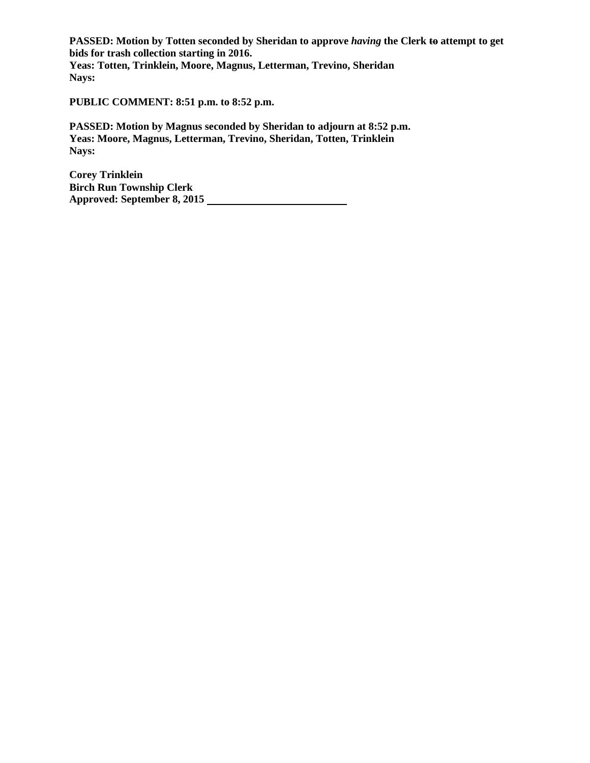**PASSED: Motion by Totten seconded by Sheridan to approve *having* the Clerk ~~to~~ attempt to get bids for trash collection starting in 2016.**
**Yeas: Totten, Trinklein, Moore, Magnus, Letterman, Trevino, Sheridan**
**Nays:**

**PUBLIC COMMENT: 8:51 p.m. to 8:52 p.m.**

**PASSED: Motion by Magnus seconded by Sheridan to adjourn at 8:52 p.m.**
**Yeas: Moore, Magnus, Letterman, Trevino, Sheridan, Totten, Trinklein**
**Nays:**

**Corey Trinklein**
**Birch Run Township Clerk**
**Approved: September 8, 2015 \_\_\_\_\_\_\_\_\_\_\_\_\_\_\_\_\_\_\_\_\_\_\_\_\_\_**